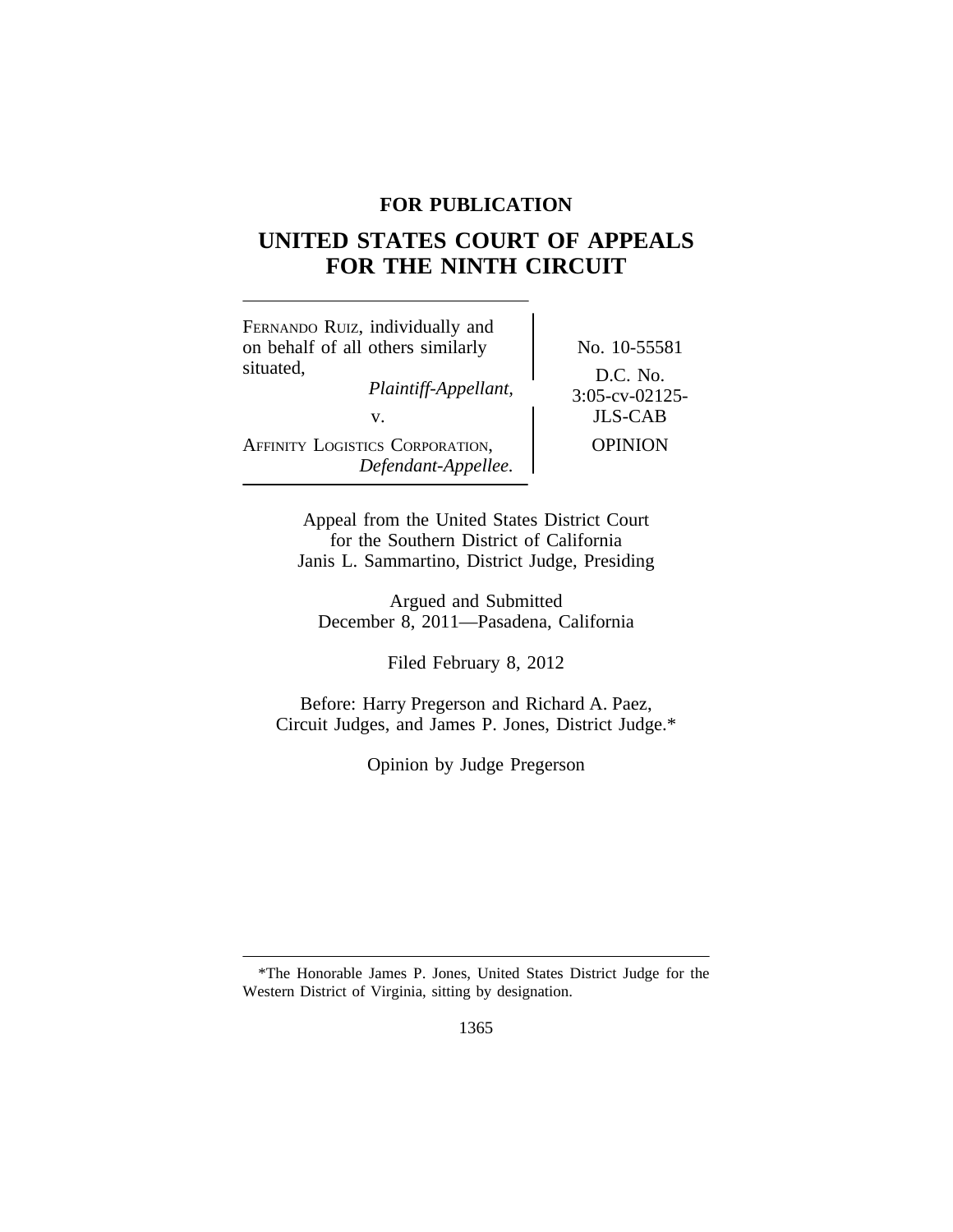**FOR PUBLICATION**

# UNITED STATES COURT OF APPEALS FOR THE NINTH CIRCUIT

FERNANDO RUIZ, individually and on behalf of all others similarly situated,
*Plaintiff-Appellant,*

v.

AFFINITY LOGISTICS CORPORATION,
*Defendant-Appellee.*

No. 10-55581

D.C. No. 3:05-cv-02125-JLS-CAB

OPINION

Appeal from the United States District Court
for the Southern District of California
Janis L. Sammartino, District Judge, Presiding

Argued and Submitted
December 8, 2011—Pasadena, California

Filed February 8, 2012

Before: Harry Pregerson and Richard A. Paez, Circuit Judges, and James P. Jones, District Judge.*

Opinion by Judge Pregerson

---

*The Honorable James P. Jones, United States District Judge for the Western District of Virginia, sitting by designation.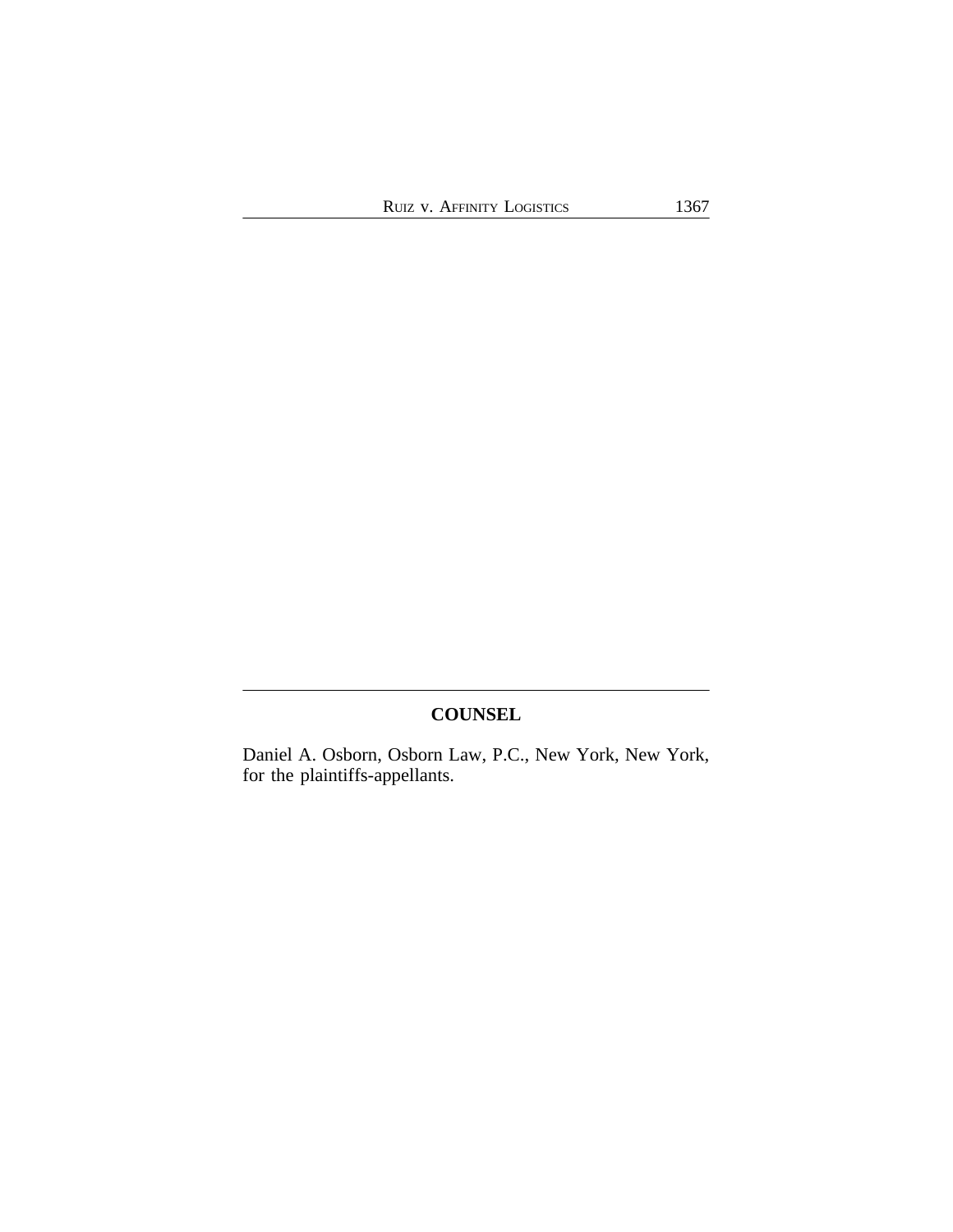## COUNSEL

Daniel A. Osborn, Osborn Law, P.C., New York, New York, for the plaintiffs-appellants.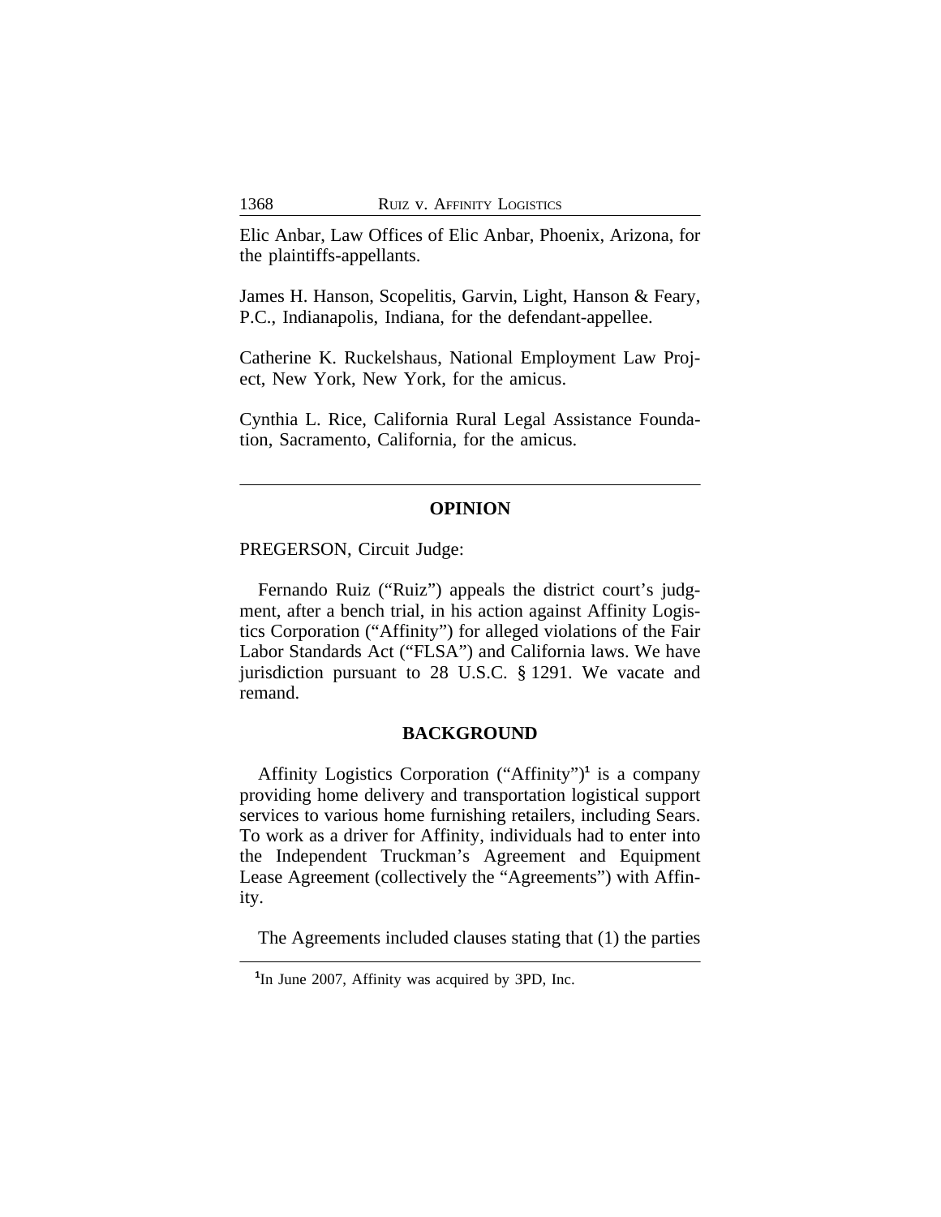Elic Anbar, Law Offices of Elic Anbar, Phoenix, Arizona, for the plaintiffs-appellants.

James H. Hanson, Scopelitis, Garvin, Light, Hanson & Feary, P.C., Indianapolis, Indiana, for the defendant-appellee.

Catherine K. Ruckelshaus, National Employment Law Project, New York, New York, for the amicus.

Cynthia L. Rice, California Rural Legal Assistance Foundation, Sacramento, California, for the amicus.

---

## OPINION

PREGERSON, Circuit Judge:

Fernando Ruiz ("Ruiz") appeals the district court's judgment, after a bench trial, in his action against Affinity Logistics Corporation ("Affinity") for alleged violations of the Fair Labor Standards Act ("FLSA") and California laws. We have jurisdiction pursuant to 28 U.S.C. § 1291. We vacate and remand.

## BACKGROUND

Affinity Logistics Corporation ("Affinity")[1] is a company providing home delivery and transportation logistical support services to various home furnishing retailers, including Sears. To work as a driver for Affinity, individuals had to enter into the Independent Truckman's Agreement and Equipment Lease Agreement (collectively the "Agreements") with Affinity.

The Agreements included clauses stating that (1) the parties

[1] In June 2007, Affinity was acquired by 3PD, Inc.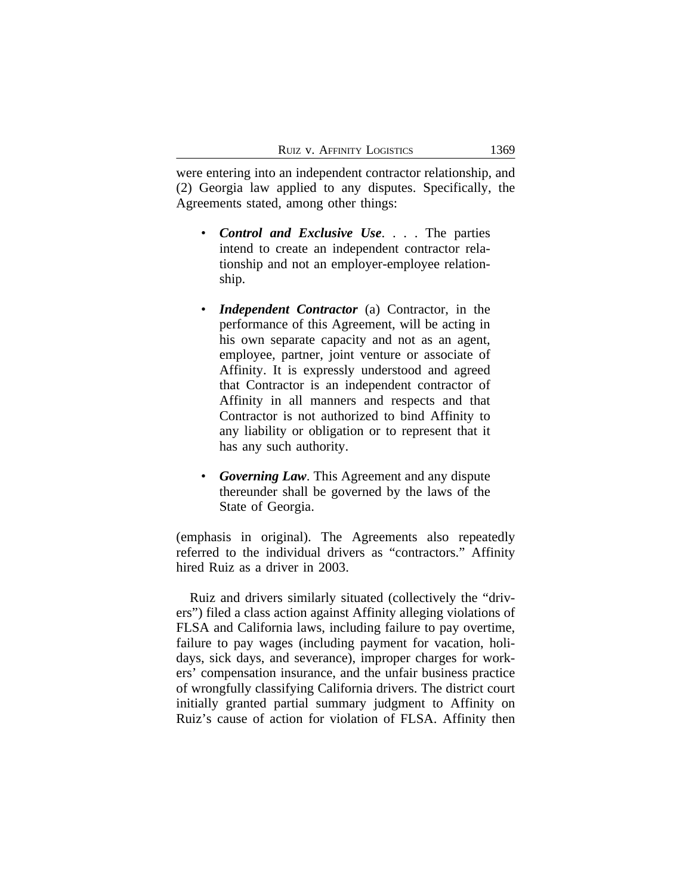were entering into an independent contractor relationship, and (2) Georgia law applied to any disputes. Specifically, the Agreements stated, among other things:

- ***Control and Exclusive Use***. . . . The parties intend to create an independent contractor relationship and not an employer-employee relationship.
- ***Independent Contractor*** (a) Contractor, in the performance of this Agreement, will be acting in his own separate capacity and not as an agent, employee, partner, joint venture or associate of Affinity. It is expressly understood and agreed that Contractor is an independent contractor of Affinity in all manners and respects and that Contractor is not authorized to bind Affinity to any liability or obligation or to represent that it has any such authority.
- ***Governing Law***. This Agreement and any dispute thereunder shall be governed by the laws of the State of Georgia.

(emphasis in original). The Agreements also repeatedly referred to the individual drivers as "contractors." Affinity hired Ruiz as a driver in 2003.

Ruiz and drivers similarly situated (collectively the "drivers") filed a class action against Affinity alleging violations of FLSA and California laws, including failure to pay overtime, failure to pay wages (including payment for vacation, holidays, sick days, and severance), improper charges for workers' compensation insurance, and the unfair business practice of wrongfully classifying California drivers. The district court initially granted partial summary judgment to Affinity on Ruiz's cause of action for violation of FLSA. Affinity then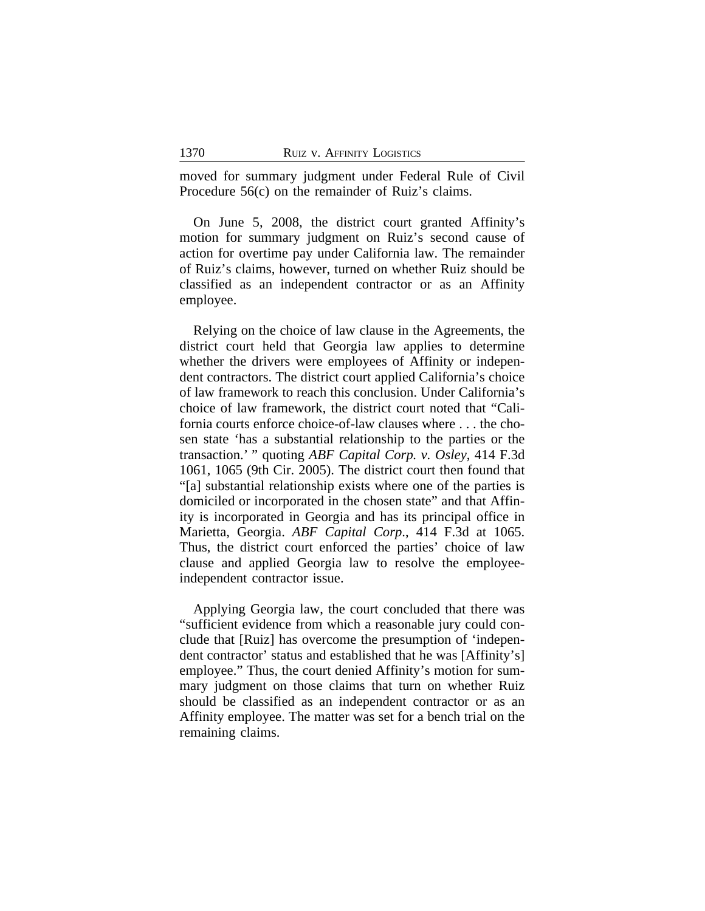moved for summary judgment under Federal Rule of Civil Procedure 56(c) on the remainder of Ruiz's claims.

On June 5, 2008, the district court granted Affinity's motion for summary judgment on Ruiz's second cause of action for overtime pay under California law. The remainder of Ruiz's claims, however, turned on whether Ruiz should be classified as an independent contractor or as an Affinity employee.

Relying on the choice of law clause in the Agreements, the district court held that Georgia law applies to determine whether the drivers were employees of Affinity or independent contractors. The district court applied California's choice of law framework to reach this conclusion. Under California's choice of law framework, the district court noted that "California courts enforce choice-of-law clauses where . . . the chosen state 'has a substantial relationship to the parties or the transaction.' " quoting *ABF Capital Corp. v. Osley*, 414 F.3d 1061, 1065 (9th Cir. 2005). The district court then found that "[a] substantial relationship exists where one of the parties is domiciled or incorporated in the chosen state" and that Affinity is incorporated in Georgia and has its principal office in Marietta, Georgia. *ABF Capital Corp.*, 414 F.3d at 1065. Thus, the district court enforced the parties' choice of law clause and applied Georgia law to resolve the employee-independent contractor issue.

Applying Georgia law, the court concluded that there was "sufficient evidence from which a reasonable jury could conclude that [Ruiz] has overcome the presumption of 'independent contractor' status and established that he was [Affinity's] employee." Thus, the court denied Affinity's motion for summary judgment on those claims that turn on whether Ruiz should be classified as an independent contractor or as an Affinity employee. The matter was set for a bench trial on the remaining claims.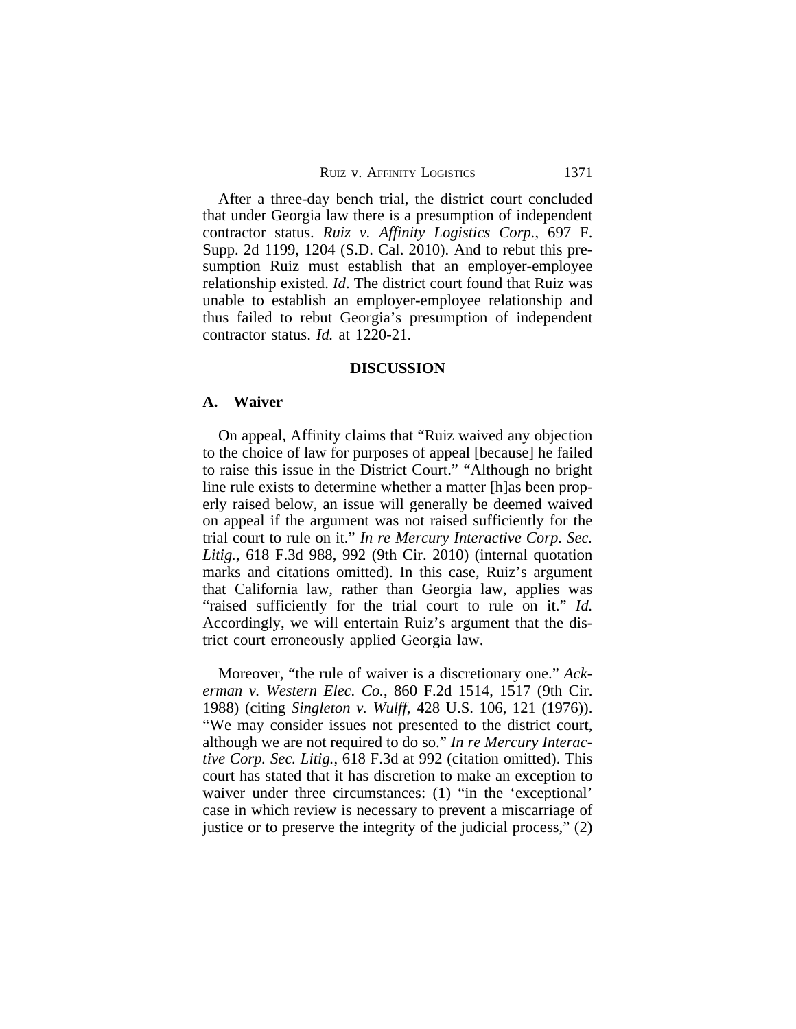After a three-day bench trial, the district court concluded that under Georgia law there is a presumption of independent contractor status. *Ruiz v. Affinity Logistics Corp.*, 697 F. Supp. 2d 1199, 1204 (S.D. Cal. 2010). And to rebut this presumption Ruiz must establish that an employer-employee relationship existed. *Id*. The district court found that Ruiz was unable to establish an employer-employee relationship and thus failed to rebut Georgia's presumption of independent contractor status. *Id.* at 1220-21.

## DISCUSSION

### A. Waiver

On appeal, Affinity claims that "Ruiz waived any objection to the choice of law for purposes of appeal [because] he failed to raise this issue in the District Court." "Although no bright line rule exists to determine whether a matter [h]as been properly raised below, an issue will generally be deemed waived on appeal if the argument was not raised sufficiently for the trial court to rule on it." *In re Mercury Interactive Corp. Sec. Litig.*, 618 F.3d 988, 992 (9th Cir. 2010) (internal quotation marks and citations omitted). In this case, Ruiz's argument that California law, rather than Georgia law, applies was "raised sufficiently for the trial court to rule on it." *Id.* Accordingly, we will entertain Ruiz's argument that the district court erroneously applied Georgia law.

Moreover, "the rule of waiver is a discretionary one." *Ackerman v. Western Elec. Co.*, 860 F.2d 1514, 1517 (9th Cir. 1988) (citing *Singleton v. Wulff*, 428 U.S. 106, 121 (1976)). "We may consider issues not presented to the district court, although we are not required to do so." *In re Mercury Interactive Corp. Sec. Litig.*, 618 F.3d at 992 (citation omitted). This court has stated that it has discretion to make an exception to waiver under three circumstances: (1) "in the 'exceptional' case in which review is necessary to prevent a miscarriage of justice or to preserve the integrity of the judicial process," (2)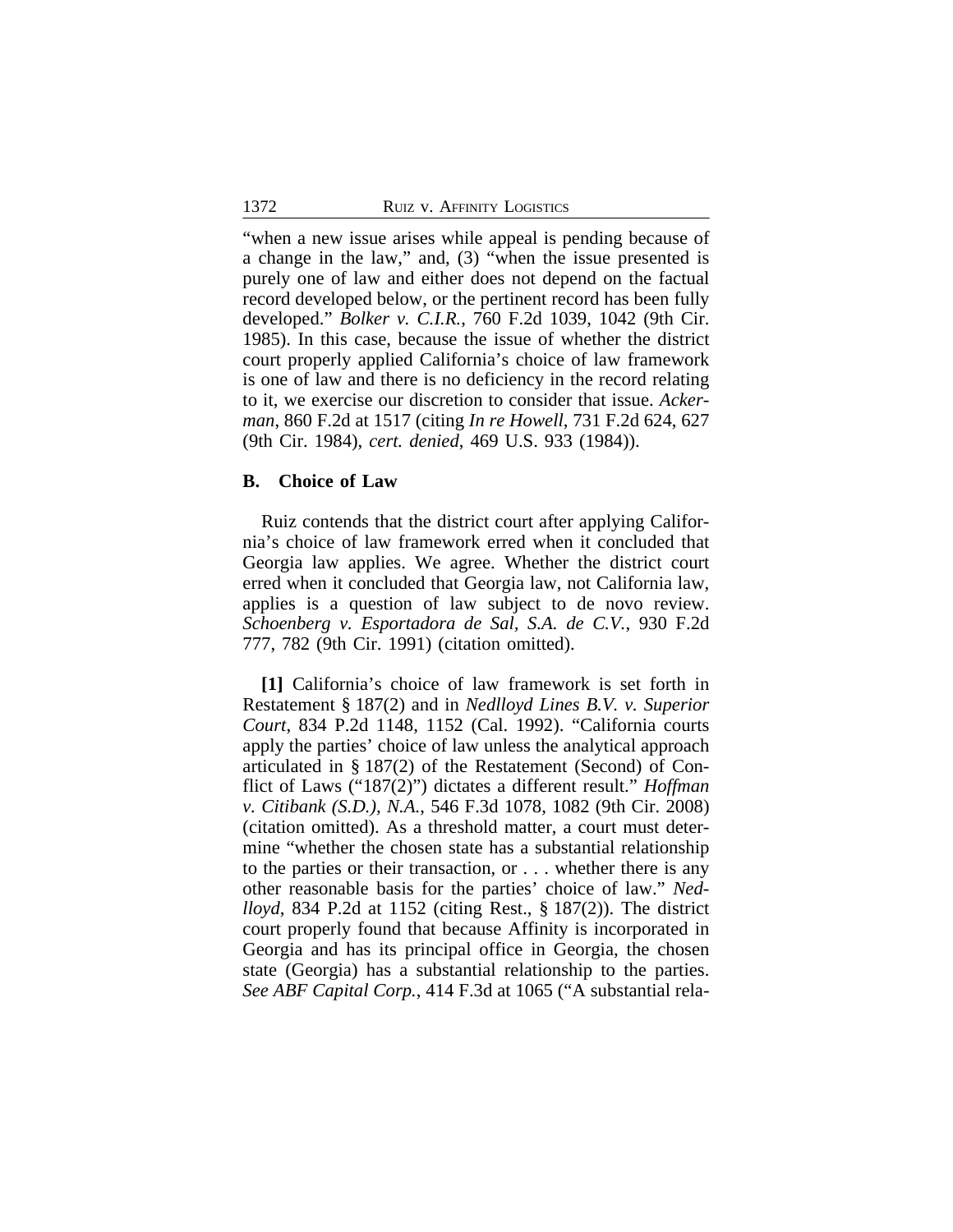"when a new issue arises while appeal is pending because of a change in the law," and, (3) "when the issue presented is purely one of law and either does not depend on the factual record developed below, or the pertinent record has been fully developed." *Bolker v. C.I.R.*, 760 F.2d 1039, 1042 (9th Cir. 1985). In this case, because the issue of whether the district court properly applied California's choice of law framework is one of law and there is no deficiency in the record relating to it, we exercise our discretion to consider that issue. *Ackerman*, 860 F.2d at 1517 (citing *In re Howell*, 731 F.2d 624, 627 (9th Cir. 1984), *cert. denied*, 469 U.S. 933 (1984)).

### B. Choice of Law

Ruiz contends that the district court after applying California's choice of law framework erred when it concluded that Georgia law applies. We agree. Whether the district court erred when it concluded that Georgia law, not California law, applies is a question of law subject to de novo review. *Schoenberg v. Esportadora de Sal, S.A. de C.V.*, 930 F.2d 777, 782 (9th Cir. 1991) (citation omitted).

**[1]** California's choice of law framework is set forth in Restatement § 187(2) and in *Nedlloyd Lines B.V. v. Superior Court*, 834 P.2d 1148, 1152 (Cal. 1992). "California courts apply the parties' choice of law unless the analytical approach articulated in § 187(2) of the Restatement (Second) of Conflict of Laws ("187(2)") dictates a different result." *Hoffman v. Citibank (S.D.), N.A.*, 546 F.3d 1078, 1082 (9th Cir. 2008) (citation omitted). As a threshold matter, a court must determine "whether the chosen state has a substantial relationship to the parties or their transaction, or . . . whether there is any other reasonable basis for the parties' choice of law." *Nedlloyd*, 834 P.2d at 1152 (citing Rest., § 187(2)). The district court properly found that because Affinity is incorporated in Georgia and has its principal office in Georgia, the chosen state (Georgia) has a substantial relationship to the parties. *See ABF Capital Corp.*, 414 F.3d at 1065 ("A substantial rela-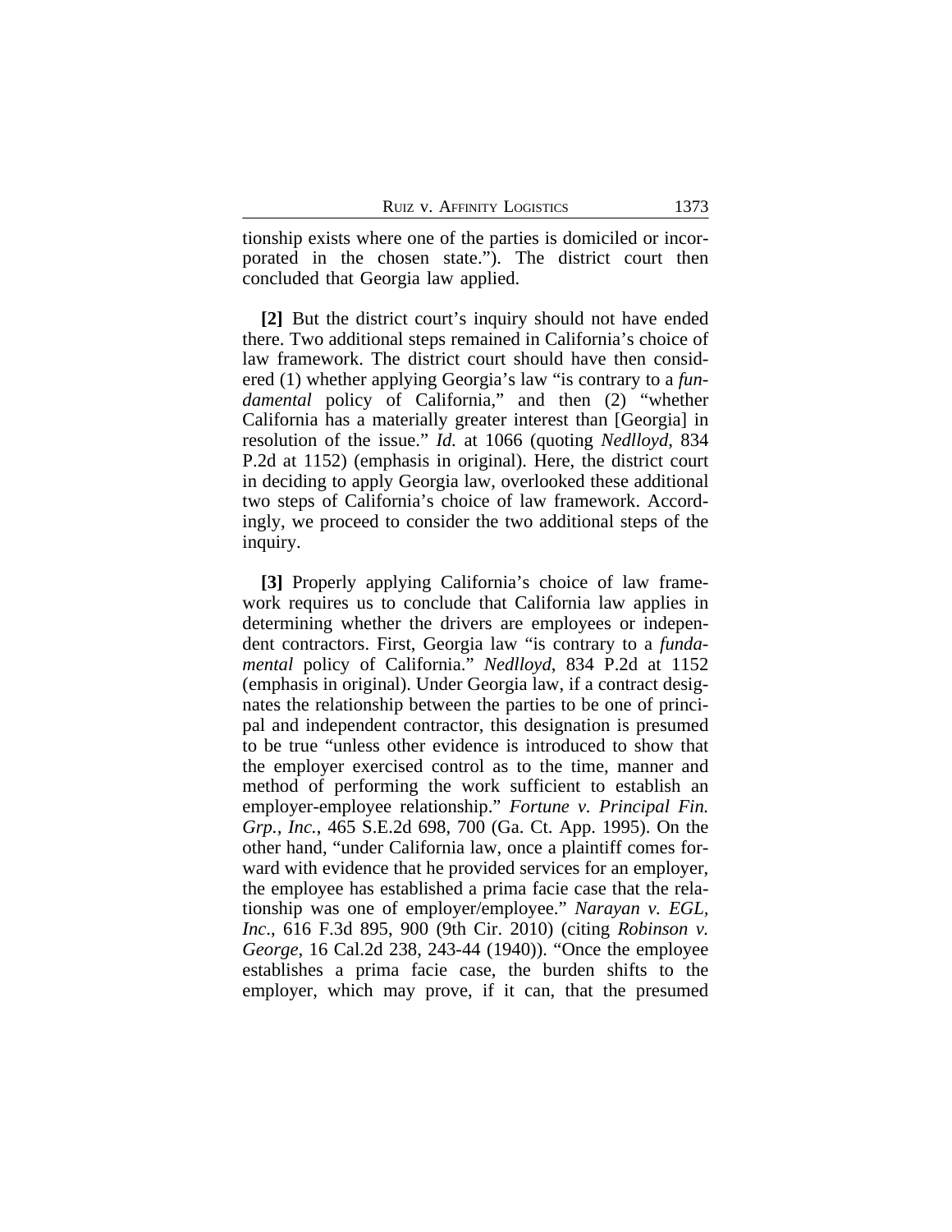tionship exists where one of the parties is domiciled or incorporated in the chosen state."). The district court then concluded that Georgia law applied.

**[2]** But the district court's inquiry should not have ended there. Two additional steps remained in California's choice of law framework. The district court should have then considered (1) whether applying Georgia's law "is contrary to a *fundamental* policy of California," and then (2) "whether California has a materially greater interest than [Georgia] in resolution of the issue." *Id.* at 1066 (quoting *Nedlloyd*, 834 P.2d at 1152) (emphasis in original). Here, the district court in deciding to apply Georgia law, overlooked these additional two steps of California's choice of law framework. Accordingly, we proceed to consider the two additional steps of the inquiry.

**[3]** Properly applying California's choice of law framework requires us to conclude that California law applies in determining whether the drivers are employees or independent contractors. First, Georgia law "is contrary to a *fundamental* policy of California." *Nedlloyd*, 834 P.2d at 1152 (emphasis in original). Under Georgia law, if a contract designates the relationship between the parties to be one of principal and independent contractor, this designation is presumed to be true "unless other evidence is introduced to show that the employer exercised control as to the time, manner and method of performing the work sufficient to establish an employer-employee relationship." *Fortune v. Principal Fin. Grp., Inc.*, 465 S.E.2d 698, 700 (Ga. Ct. App. 1995). On the other hand, "under California law, once a plaintiff comes forward with evidence that he provided services for an employer, the employee has established a prima facie case that the relationship was one of employer/employee." *Narayan v. EGL, Inc.*, 616 F.3d 895, 900 (9th Cir. 2010) (citing *Robinson v. George*, 16 Cal.2d 238, 243-44 (1940)). "Once the employee establishes a prima facie case, the burden shifts to the employer, which may prove, if it can, that the presumed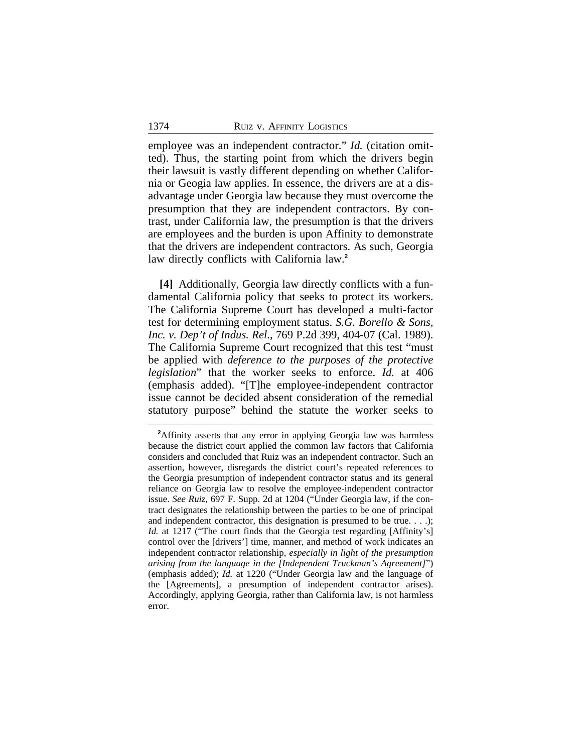employee was an independent contractor." *Id.* (citation omitted). Thus, the starting point from which the drivers begin their lawsuit is vastly different depending on whether California or Geogia law applies. In essence, the drivers are at a disadvantage under Georgia law because they must overcome the presumption that they are independent contractors. By contrast, under California law, the presumption is that the drivers are employees and the burden is upon Affinity to demonstrate that the drivers are independent contractors. As such, Georgia law directly conflicts with California law.[2]

**[4]** Additionally, Georgia law directly conflicts with a fundamental California policy that seeks to protect its workers. The California Supreme Court has developed a multi-factor test for determining employment status. *S.G. Borello & Sons, Inc. v. Dep't of Indus. Rel.*, 769 P.2d 399, 404-07 (Cal. 1989). The California Supreme Court recognized that this test "must be applied with *deference to the purposes of the protective legislation*" that the worker seeks to enforce. *Id.* at 406 (emphasis added). "[T]he employee-independent contractor issue cannot be decided absent consideration of the remedial statutory purpose" behind the statute the worker seeks to

---

[2]Affinity asserts that any error in applying Georgia law was harmless because the district court applied the common law factors that California considers and concluded that Ruiz was an independent contractor. Such an assertion, however, disregards the district court's repeated references to the Georgia presumption of independent contractor status and its general reliance on Georgia law to resolve the employee-independent contractor issue. *See Ruiz*, 697 F. Supp. 2d at 1204 ("Under Georgia law, if the contract designates the relationship between the parties to be one of principal and independent contractor, this designation is presumed to be true. . . .); *Id.* at 1217 ("The court finds that the Georgia test regarding [Affinity's] control over the [drivers'] time, manner, and method of work indicates an independent contractor relationship, *especially in light of the presumption arising from the language in the [Independent Truckman's Agreement]*") (emphasis added); *Id.* at 1220 ("Under Georgia law and the language of the [Agreements], a presumption of independent contractor arises). Accordingly, applying Georgia, rather than California law, is not harmless error.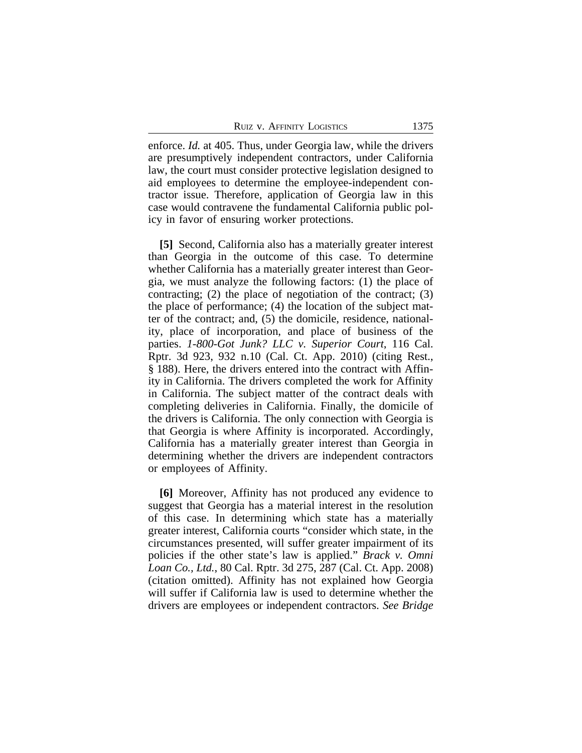enforce. *Id.* at 405. Thus, under Georgia law, while the drivers are presumptively independent contractors, under California law, the court must consider protective legislation designed to aid employees to determine the employee-independent contractor issue. Therefore, application of Georgia law in this case would contravene the fundamental California public policy in favor of ensuring worker protections.

**[5]** Second, California also has a materially greater interest than Georgia in the outcome of this case. To determine whether California has a materially greater interest than Georgia, we must analyze the following factors: (1) the place of contracting; (2) the place of negotiation of the contract; (3) the place of performance; (4) the location of the subject matter of the contract; and, (5) the domicile, residence, nationality, place of incorporation, and place of business of the parties. *1-800-Got Junk? LLC v. Superior Court*, 116 Cal. Rptr. 3d 923, 932 n.10 (Cal. Ct. App. 2010) (citing Rest., § 188). Here, the drivers entered into the contract with Affinity in California. The drivers completed the work for Affinity in California. The subject matter of the contract deals with completing deliveries in California. Finally, the domicile of the drivers is California. The only connection with Georgia is that Georgia is where Affinity is incorporated. Accordingly, California has a materially greater interest than Georgia in determining whether the drivers are independent contractors or employees of Affinity.

**[6]** Moreover, Affinity has not produced any evidence to suggest that Georgia has a material interest in the resolution of this case. In determining which state has a materially greater interest, California courts "consider which state, in the circumstances presented, will suffer greater impairment of its policies if the other state's law is applied." *Brack v. Omni Loan Co., Ltd.*, 80 Cal. Rptr. 3d 275, 287 (Cal. Ct. App. 2008) (citation omitted). Affinity has not explained how Georgia will suffer if California law is used to determine whether the drivers are employees or independent contractors. *See Bridge*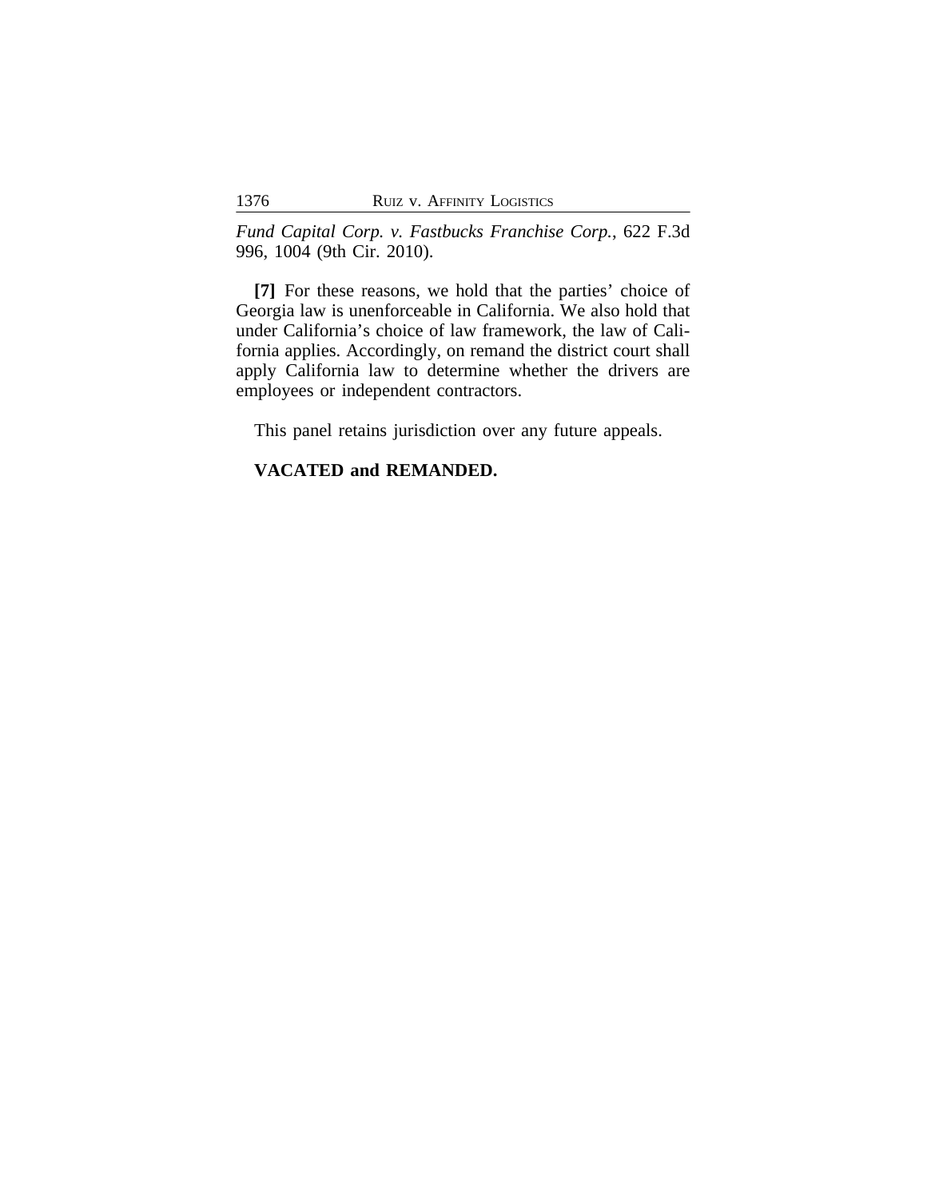*Fund Capital Corp. v. Fastbucks Franchise Corp.*, 622 F.3d 996, 1004 (9th Cir. 2010).

**[7]** For these reasons, we hold that the parties' choice of Georgia law is unenforceable in California. We also hold that under California's choice of law framework, the law of California applies. Accordingly, on remand the district court shall apply California law to determine whether the drivers are employees or independent contractors.

This panel retains jurisdiction over any future appeals.

**VACATED and REMANDED.**